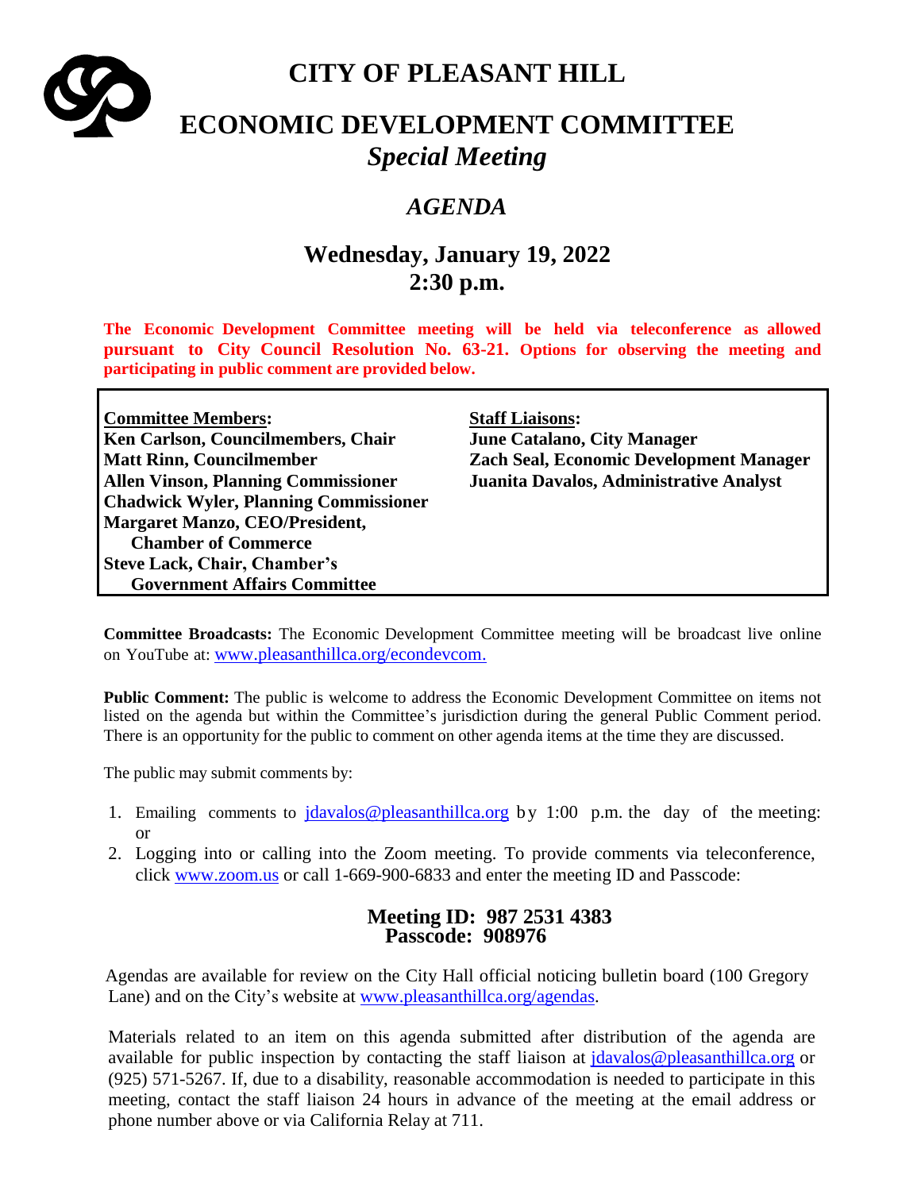# CITY OF PLEASANT HILL

# ECONOMIC DEVELOPMENT COMMITTEE

## *Special Meeting*

## *AGENDA*

### Wednesday, January 19, 2022
### 2:30 p.m.

**The Economic Development Committee meeting will be held via teleconference as allowed pursuant to City Council Resolution No. 63-21. Options for observing the meeting and participating in public comment are provided below.**

| **Committee Members:** | **Staff Liaisons:** |
|---|---|
| **Ken Carlson, Councilmembers, Chair** | **June Catalano, City Manager** |
| **Matt Rinn, Councilmember** | **Zach Seal, Economic Development Manager** |
| **Allen Vinson, Planning Commissioner** | **Juanita Davalos, Administrative Analyst** |
| **Chadwick Wyler, Planning Commissioner** | |
| **Margaret Manzo, CEO/President, Chamber of Commerce** | |
| **Steve Lack, Chair, Chamber's Government Affairs Committee** | |

**Committee Broadcasts:** The Economic Development Committee meeting will be broadcast live online on YouTube at: www.pleasanthillca.org/econdevcom.

**Public Comment:** The public is welcome to address the Economic Development Committee on items not listed on the agenda but within the Committee's jurisdiction during the general Public Comment period. There is an opportunity for the public to comment on other agenda items at the time they are discussed.

The public may submit comments by:

1. Emailing comments to jdavalos@pleasanthillca.org by 1:00 p.m. the day of the meeting: or
2. Logging into or calling into the Zoom meeting. To provide comments via teleconference, click www.zoom.us or call 1-669-900-6833 and enter the meeting ID and Passcode:

**Meeting ID: 987 2531 4383**
**Passcode: 908976**

Agendas are available for review on the City Hall official noticing bulletin board (100 Gregory Lane) and on the City's website at www.pleasanthillca.org/agendas.

Materials related to an item on this agenda submitted after distribution of the agenda are available for public inspection by contacting the staff liaison at jdavalos@pleasanthillca.org or (925) 571-5267. If, due to a disability, reasonable accommodation is needed to participate in this meeting, contact the staff liaison 24 hours in advance of the meeting at the email address or phone number above or via California Relay at 711.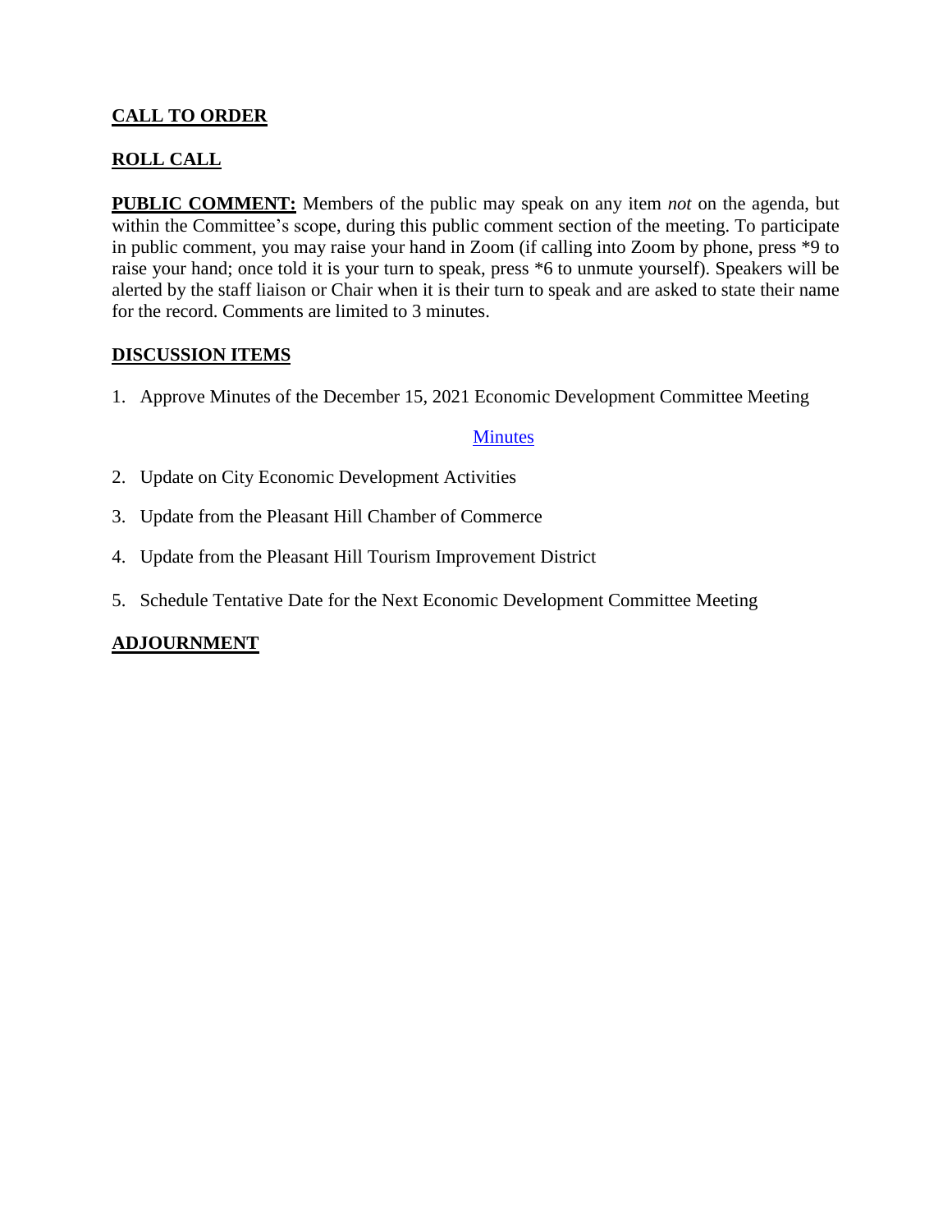**CALL TO ORDER**

**ROLL CALL**

**PUBLIC COMMENT:** Members of the public may speak on any item *not* on the agenda, but within the Committee's scope, during this public comment section of the meeting. To participate in public comment, you may raise your hand in Zoom (if calling into Zoom by phone, press *9 to raise your hand; once told it is your turn to speak, press *6 to unmute yourself). Speakers will be alerted by the staff liaison or Chair when it is their turn to speak and are asked to state their name for the record. Comments are limited to 3 minutes.

**DISCUSSION ITEMS**

1. Approve Minutes of the December 15, 2021 Economic Development Committee Meeting

   Minutes

2. Update on City Economic Development Activities

3. Update from the Pleasant Hill Chamber of Commerce

4. Update from the Pleasant Hill Tourism Improvement District

5. Schedule Tentative Date for the Next Economic Development Committee Meeting

**ADJOURNMENT**